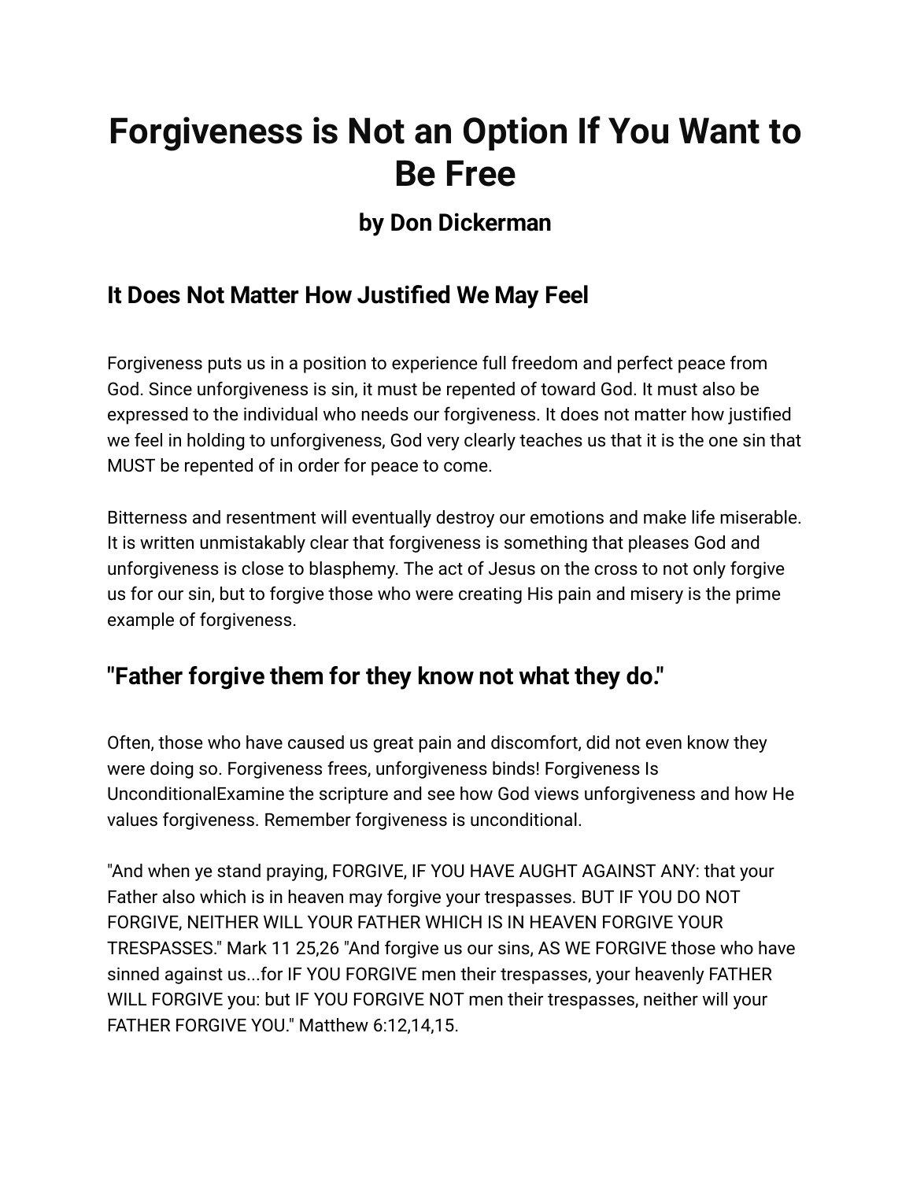# Forgiveness is Not an Option If You Want to Be Free

### by Don Dickerman

## It Does Not Matter How Justified We May Feel

Forgiveness puts us in a position to experience full freedom and perfect peace from God. Since unforgiveness is sin, it must be repented of toward God. It must also be expressed to the individual who needs our forgiveness. It does not matter how justified we feel in holding to unforgiveness, God very clearly teaches us that it is the one sin that MUST be repented of in order for peace to come.

Bitterness and resentment will eventually destroy our emotions and make life miserable. It is written unmistakably clear that forgiveness is something that pleases God and unforgiveness is close to blasphemy. The act of Jesus on the cross to not only forgive us for our sin, but to forgive those who were creating His pain and misery is the prime example of forgiveness.

## "Father forgive them for they know not what they do."

Often, those who have caused us great pain and discomfort, did not even know they were doing so. Forgiveness frees, unforgiveness binds! Forgiveness Is UnconditionalExamine the scripture and see how God views unforgiveness and how He values forgiveness. Remember forgiveness is unconditional.

"And when ye stand praying, FORGIVE, IF YOU HAVE AUGHT AGAINST ANY: that your Father also which is in heaven may forgive your trespasses. BUT IF YOU DO NOT FORGIVE, NEITHER WILL YOUR FATHER WHICH IS IN HEAVEN FORGIVE YOUR TRESPASSES." Mark 11 25,26 "And forgive us our sins, AS WE FORGIVE those who have sinned against us...for IF YOU FORGIVE men their trespasses, your heavenly FATHER WILL FORGIVE you: but IF YOU FORGIVE NOT men their trespasses, neither will your FATHER FORGIVE YOU." Matthew 6:12,14,15.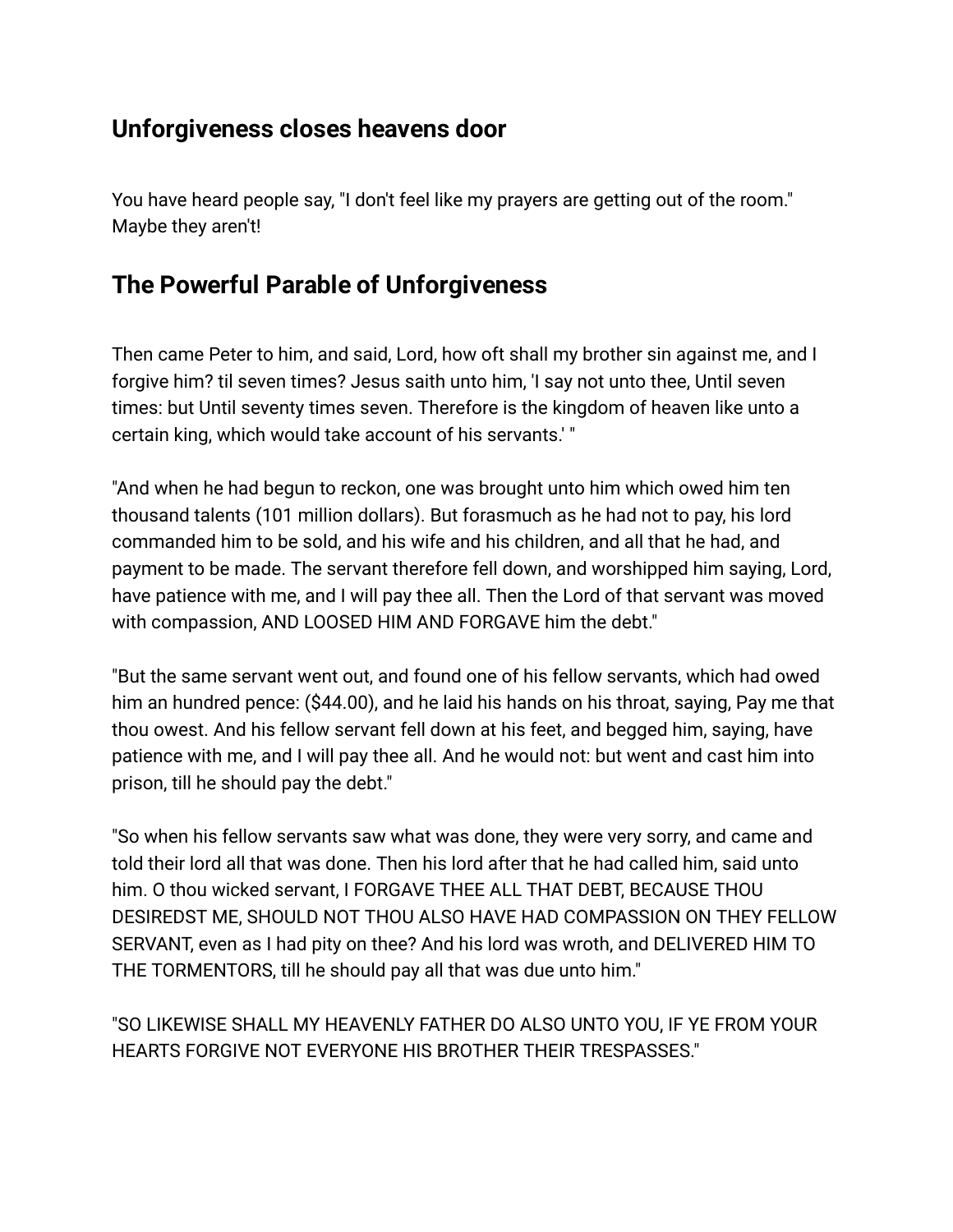## Unforgiveness closes heavens door

You have heard people say, "I don't feel like my prayers are getting out of the room." Maybe they aren't!

## The Powerful Parable of Unforgiveness

Then came Peter to him, and said, Lord, how oft shall my brother sin against me, and I forgive him? til seven times? Jesus saith unto him, 'I say not unto thee, Until seven times: but Until seventy times seven. Therefore is the kingdom of heaven like unto a certain king, which would take account of his servants.' "

"And when he had begun to reckon, one was brought unto him which owed him ten thousand talents (101 million dollars). But forasmuch as he had not to pay, his lord commanded him to be sold, and his wife and his children, and all that he had, and payment to be made. The servant therefore fell down, and worshipped him saying, Lord, have patience with me, and I will pay thee all. Then the Lord of that servant was moved with compassion, AND LOOSED HIM AND FORGAVE him the debt."

"But the same servant went out, and found one of his fellow servants, which had owed him an hundred pence: ($44.00), and he laid his hands on his throat, saying, Pay me that thou owest. And his fellow servant fell down at his feet, and begged him, saying, have patience with me, and I will pay thee all. And he would not: but went and cast him into prison, till he should pay the debt."

"So when his fellow servants saw what was done, they were very sorry, and came and told their lord all that was done. Then his lord after that he had called him, said unto him. O thou wicked servant, I FORGAVE THEE ALL THAT DEBT, BECAUSE THOU DESIREDST ME, SHOULD NOT THOU ALSO HAVE HAD COMPASSION ON THEY FELLOW SERVANT, even as I had pity on thee? And his lord was wroth, and DELIVERED HIM TO THE TORMENTORS, till he should pay all that was due unto him."

"SO LIKEWISE SHALL MY HEAVENLY FATHER DO ALSO UNTO YOU, IF YE FROM YOUR HEARTS FORGIVE NOT EVERYONE HIS BROTHER THEIR TRESPASSES."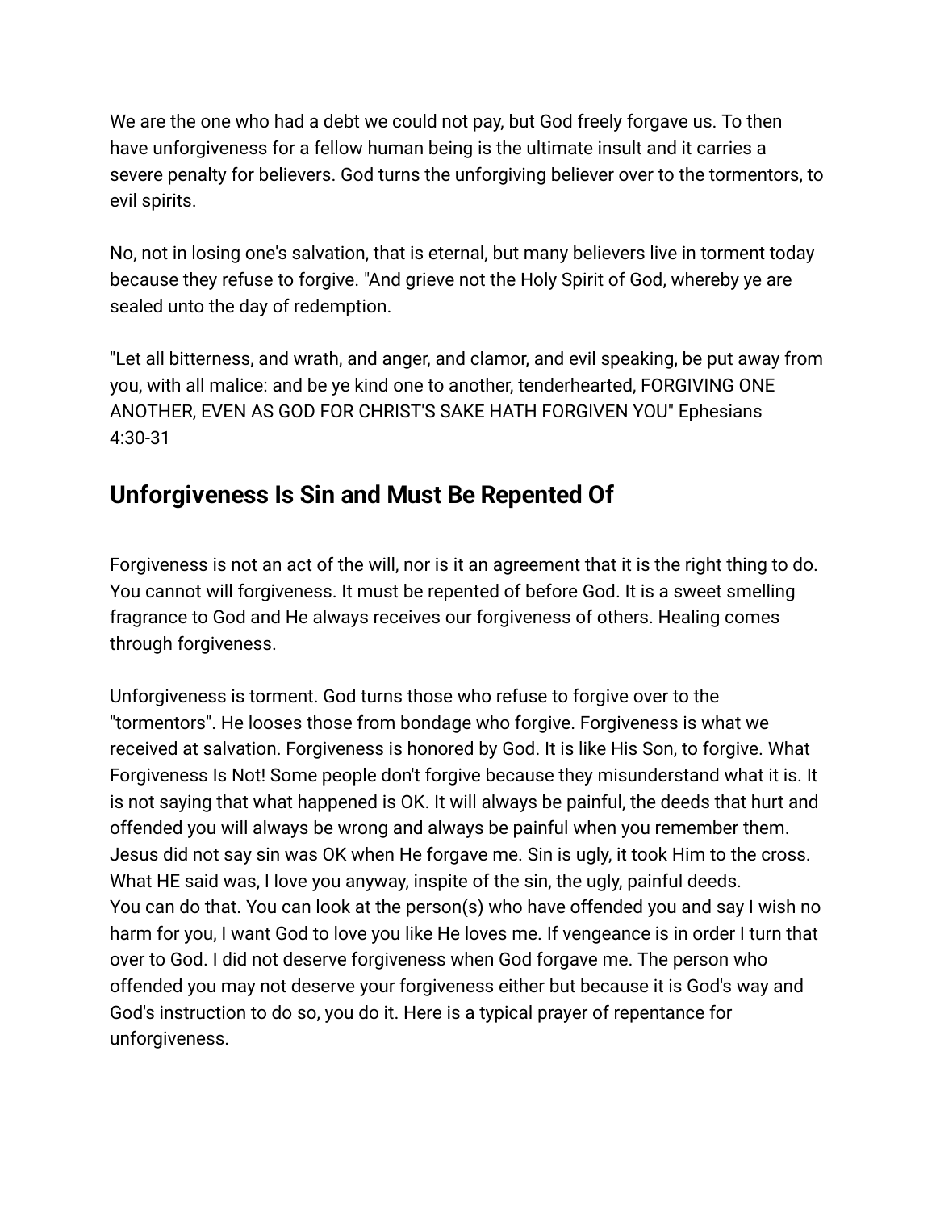We are the one who had a debt we could not pay, but God freely forgave us. To then have unforgiveness for a fellow human being is the ultimate insult and it carries a severe penalty for believers. God turns the unforgiving believer over to the tormentors, to evil spirits.

No, not in losing one's salvation, that is eternal, but many believers live in torment today because they refuse to forgive. "And grieve not the Holy Spirit of God, whereby ye are sealed unto the day of redemption.

"Let all bitterness, and wrath, and anger, and clamor, and evil speaking, be put away from you, with all malice: and be ye kind one to another, tenderhearted, FORGIVING ONE ANOTHER, EVEN AS GOD FOR CHRIST'S SAKE HATH FORGIVEN YOU" Ephesians 4:30-31

## Unforgiveness Is Sin and Must Be Repented Of

Forgiveness is not an act of the will, nor is it an agreement that it is the right thing to do. You cannot will forgiveness. It must be repented of before God. It is a sweet smelling fragrance to God and He always receives our forgiveness of others. Healing comes through forgiveness.

Unforgiveness is torment. God turns those who refuse to forgive over to the "tormentors". He looses those from bondage who forgive. Forgiveness is what we received at salvation. Forgiveness is honored by God. It is like His Son, to forgive. What Forgiveness Is Not! Some people don't forgive because they misunderstand what it is. It is not saying that what happened is OK. It will always be painful, the deeds that hurt and offended you will always be wrong and always be painful when you remember them. Jesus did not say sin was OK when He forgave me. Sin is ugly, it took Him to the cross. What HE said was, I love you anyway, inspite of the sin, the ugly, painful deeds.
You can do that. You can look at the person(s) who have offended you and say I wish no harm for you, I want God to love you like He loves me. If vengeance is in order I turn that over to God. I did not deserve forgiveness when God forgave me. The person who offended you may not deserve your forgiveness either but because it is God's way and God's instruction to do so, you do it. Here is a typical prayer of repentance for unforgiveness.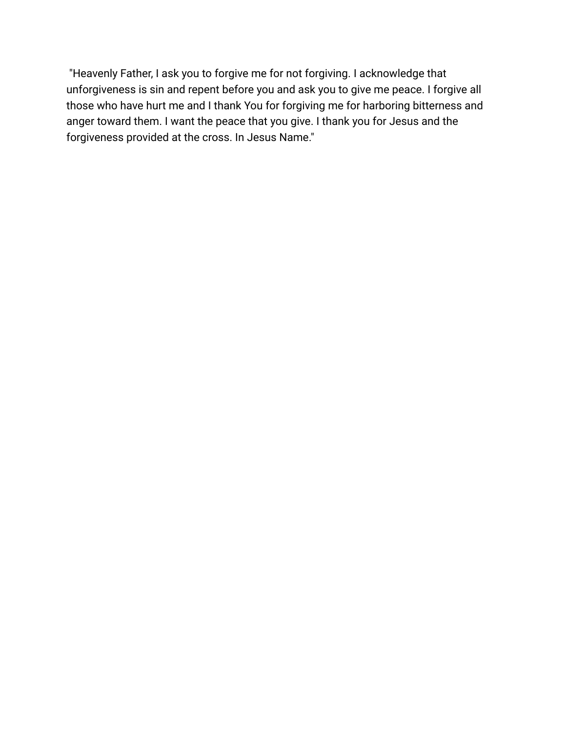"Heavenly Father, I ask you to forgive me for not forgiving. I acknowledge that unforgiveness is sin and repent before you and ask you to give me peace. I forgive all those who have hurt me and I thank You for forgiving me for harboring bitterness and anger toward them. I want the peace that you give. I thank you for Jesus and the forgiveness provided at the cross. In Jesus Name."